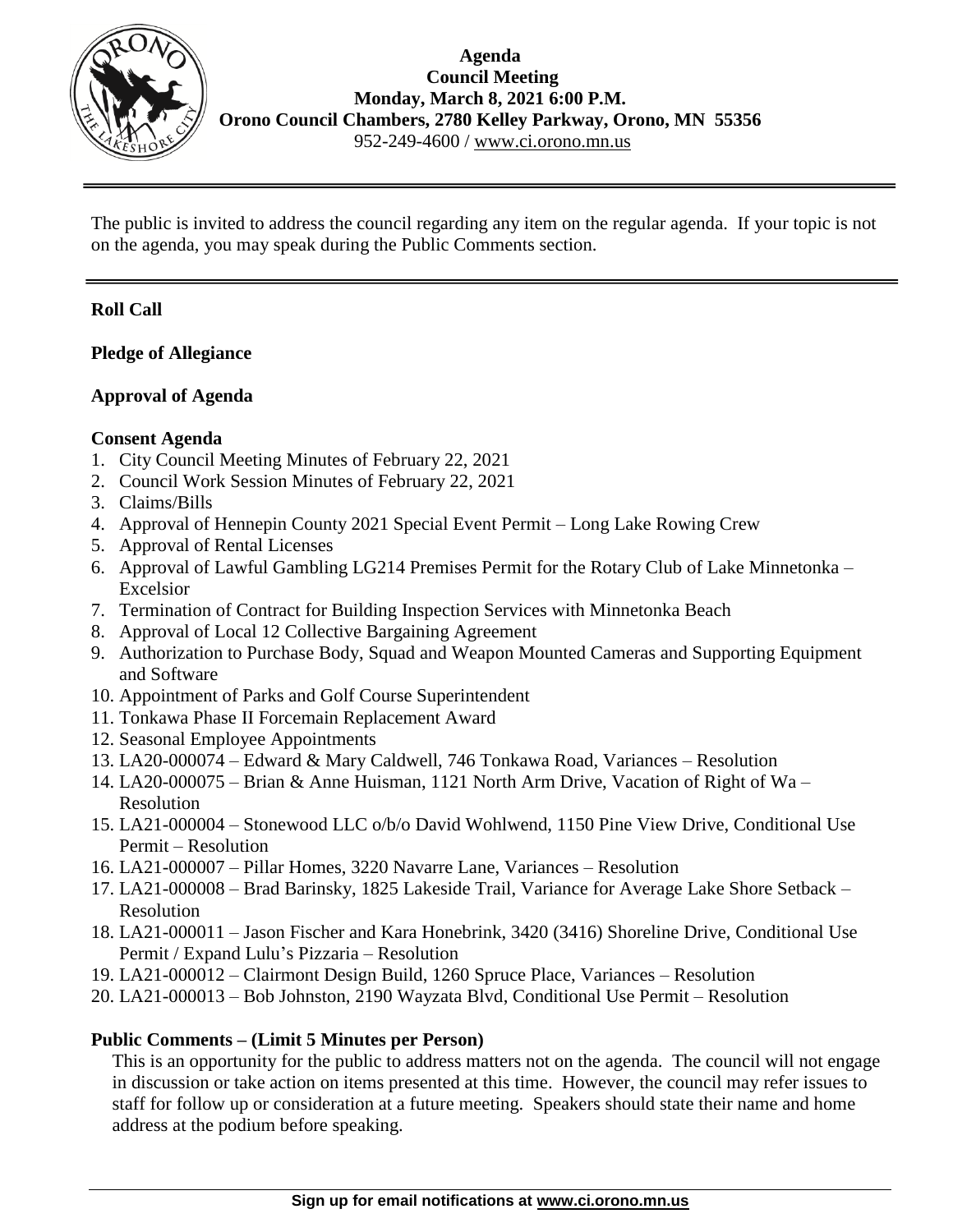**Agenda**
**Council Meeting**
**Monday, March 8, 2021 6:00 P.M.**
**Orono Council Chambers, 2780 Kelley Parkway, Orono, MN 55356**
952-249-4600 / www.ci.orono.mn.us

The public is invited to address the council regarding any item on the regular agenda. If your topic is not on the agenda, you may speak during the Public Comments section.

**Roll Call**

**Pledge of Allegiance**

**Approval of Agenda**

**Consent Agenda**

1. City Council Meeting Minutes of February 22, 2021
2. Council Work Session Minutes of February 22, 2021
3. Claims/Bills
4. Approval of Hennepin County 2021 Special Event Permit – Long Lake Rowing Crew
5. Approval of Rental Licenses
6. Approval of Lawful Gambling LG214 Premises Permit for the Rotary Club of Lake Minnetonka – Excelsior
7. Termination of Contract for Building Inspection Services with Minnetonka Beach
8. Approval of Local 12 Collective Bargaining Agreement
9. Authorization to Purchase Body, Squad and Weapon Mounted Cameras and Supporting Equipment and Software
10. Appointment of Parks and Golf Course Superintendent
11. Tonkawa Phase II Forcemain Replacement Award
12. Seasonal Employee Appointments
13. LA20-000074 – Edward & Mary Caldwell, 746 Tonkawa Road, Variances – Resolution
14. LA20-000075 – Brian & Anne Huisman, 1121 North Arm Drive, Vacation of Right of Wa – Resolution
15. LA21-000004 – Stonewood LLC o/b/o David Wohlwend, 1150 Pine View Drive, Conditional Use Permit – Resolution
16. LA21-000007 – Pillar Homes, 3220 Navarre Lane, Variances – Resolution
17. LA21-000008 – Brad Barinsky, 1825 Lakeside Trail, Variance for Average Lake Shore Setback – Resolution
18. LA21-000011 – Jason Fischer and Kara Honebrink, 3420 (3416) Shoreline Drive, Conditional Use Permit / Expand Lulu's Pizzaria – Resolution
19. LA21-000012 – Clairmont Design Build, 1260 Spruce Place, Variances – Resolution
20. LA21-000013 – Bob Johnston, 2190 Wayzata Blvd, Conditional Use Permit – Resolution

**Public Comments – (Limit 5 Minutes per Person)**

This is an opportunity for the public to address matters not on the agenda. The council will not engage in discussion or take action on items presented at this time. However, the council may refer issues to staff for follow up or consideration at a future meeting. Speakers should state their name and home address at the podium before speaking.

**Sign up for email notifications at www.ci.orono.mn.us**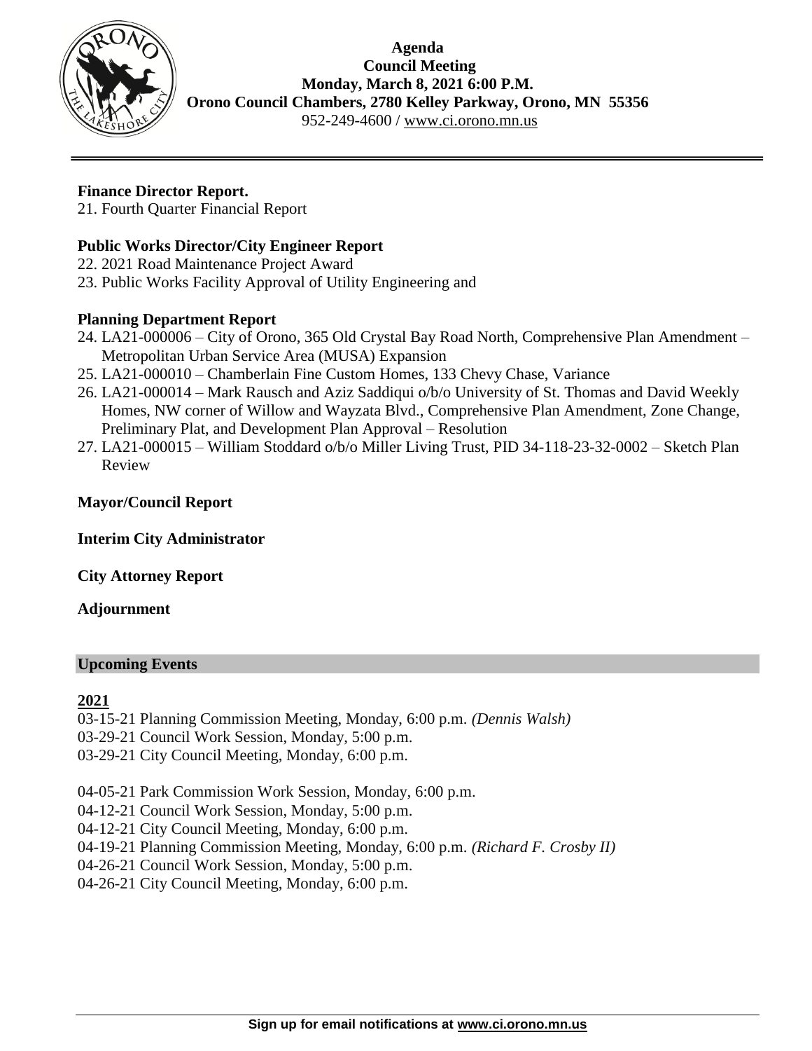**Agenda**
**Council Meeting**
**Monday, March 8, 2021 6:00 P.M.**
**Orono Council Chambers, 2780 Kelley Parkway, Orono, MN 55356**
952-249-4600 / www.ci.orono.mn.us

**Finance Director Report.**

21. Fourth Quarter Financial Report

**Public Works Director/City Engineer Report**

22. 2021 Road Maintenance Project Award
23. Public Works Facility Approval of Utility Engineering and

**Planning Department Report**

24. LA21-000006 – City of Orono, 365 Old Crystal Bay Road North, Comprehensive Plan Amendment – Metropolitan Urban Service Area (MUSA) Expansion
25. LA21-000010 – Chamberlain Fine Custom Homes, 133 Chevy Chase, Variance
26. LA21-000014 – Mark Rausch and Aziz Saddiqui o/b/o University of St. Thomas and David Weekly Homes, NW corner of Willow and Wayzata Blvd., Comprehensive Plan Amendment, Zone Change, Preliminary Plat, and Development Plan Approval – Resolution
27. LA21-000015 – William Stoddard o/b/o Miller Living Trust, PID 34-118-23-32-0002 – Sketch Plan Review

**Mayor/Council Report**

**Interim City Administrator**

**City Attorney Report**

**Adjournment**

**Upcoming Events**

**2021**

03-15-21 Planning Commission Meeting, Monday, 6:00 p.m. *(Dennis Walsh)*
03-29-21 Council Work Session, Monday, 5:00 p.m.
03-29-21 City Council Meeting, Monday, 6:00 p.m.

04-05-21 Park Commission Work Session, Monday, 6:00 p.m.
04-12-21 Council Work Session, Monday, 5:00 p.m.
04-12-21 City Council Meeting, Monday, 6:00 p.m.
04-19-21 Planning Commission Meeting, Monday, 6:00 p.m. *(Richard F. Crosby II)*
04-26-21 Council Work Session, Monday, 5:00 p.m.
04-26-21 City Council Meeting, Monday, 6:00 p.m.

**Sign up for email notifications at www.ci.orono.mn.us**